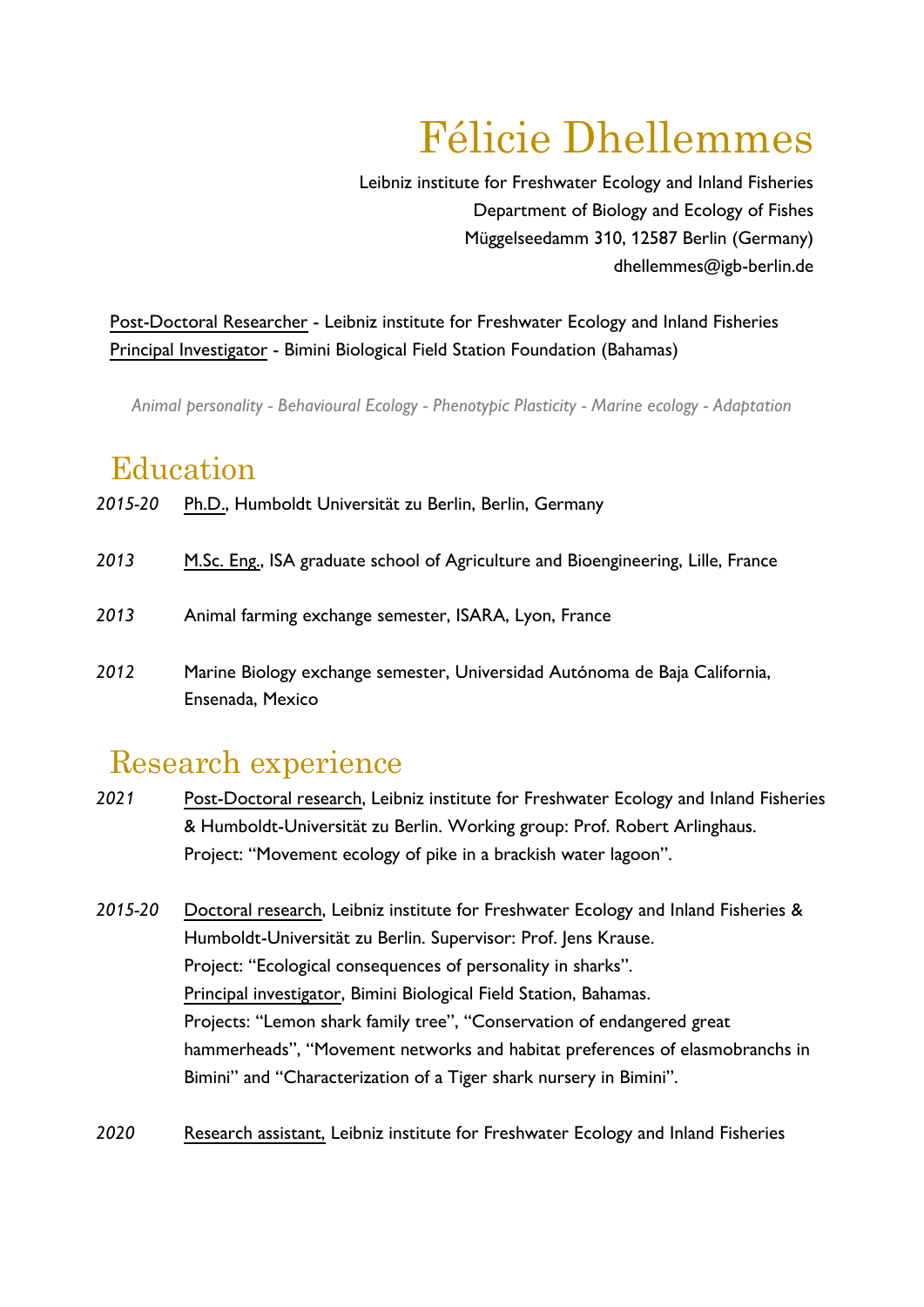# Félicie Dhellemmes

Leibniz institute for Freshwater Ecology and Inland Fisheries
Department of Biology and Ecology of Fishes
Müggelseedamm 310, 12587 Berlin (Germany)
dhellemmes@igb-berlin.de

Post-Doctoral Researcher - Leibniz institute for Freshwater Ecology and Inland Fisheries
Principal Investigator - Bimini Biological Field Station Foundation (Bahamas)

*Animal personality - Behavioural Ecology - Phenotypic Plasticity - Marine ecology - Adaptation*

## Education

*2015-20* Ph.D., Humboldt Universität zu Berlin, Berlin, Germany

*2013* M.Sc. Eng., ISA graduate school of Agriculture and Bioengineering, Lille, France

*2013* Animal farming exchange semester, ISARA, Lyon, France

*2012* Marine Biology exchange semester, Universidad Autónoma de Baja California, Ensenada, Mexico

## Research experience

*2021* Post-Doctoral research, Leibniz institute for Freshwater Ecology and Inland Fisheries & Humboldt-Universität zu Berlin. Working group: Prof. Robert Arlinghaus.
Project: "Movement ecology of pike in a brackish water lagoon".

*2015-20* Doctoral research, Leibniz institute for Freshwater Ecology and Inland Fisheries & Humboldt-Universität zu Berlin. Supervisor: Prof. Jens Krause.
Project: "Ecological consequences of personality in sharks".
Principal investigator, Bimini Biological Field Station, Bahamas.
Projects: "Lemon shark family tree", "Conservation of endangered great hammerheads", "Movement networks and habitat preferences of elasmobranchs in Bimini" and "Characterization of a Tiger shark nursery in Bimini".

*2020* Research assistant, Leibniz institute for Freshwater Ecology and Inland Fisheries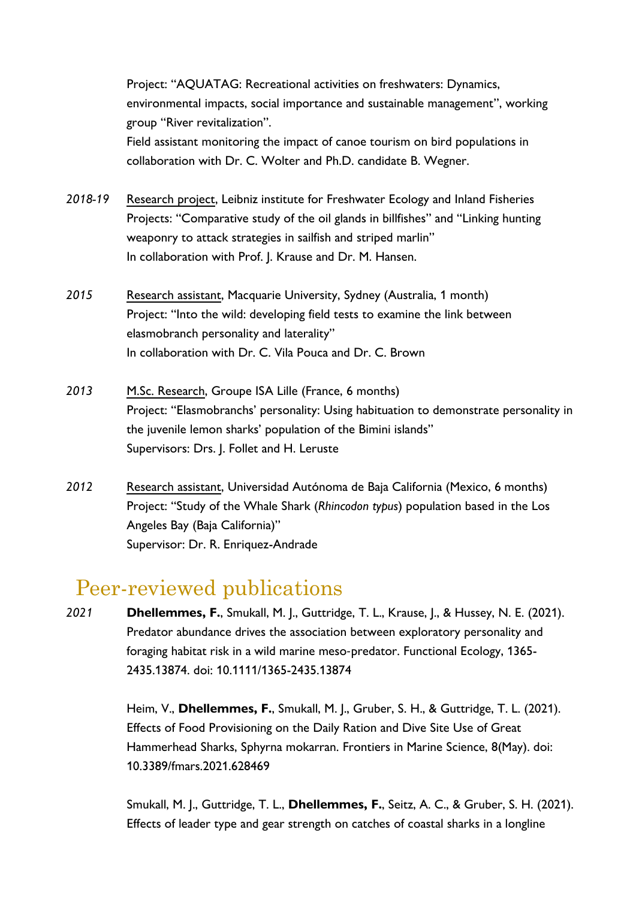Project: "AQUATAG: Recreational activities on freshwaters: Dynamics, environmental impacts, social importance and sustainable management", working group "River revitalization".
Field assistant monitoring the impact of canoe tourism on bird populations in collaboration with Dr. C. Wolter and Ph.D. candidate B. Wegner.

*2018-19* Research project, Leibniz institute for Freshwater Ecology and Inland Fisheries
Projects: "Comparative study of the oil glands in billfishes" and "Linking hunting weaponry to attack strategies in sailfish and striped marlin"
In collaboration with Prof. J. Krause and Dr. M. Hansen.

*2015* Research assistant, Macquarie University, Sydney (Australia, 1 month)
Project: "Into the wild: developing field tests to examine the link between elasmobranch personality and laterality"
In collaboration with Dr. C. Vila Pouca and Dr. C. Brown

*2013* M.Sc. Research, Groupe ISA Lille (France, 6 months)
Project: "Elasmobranchs' personality: Using habituation to demonstrate personality in the juvenile lemon sharks' population of the Bimini islands"
Supervisors: Drs. J. Follet and H. Leruste

*2012* Research assistant, Universidad Autónoma de Baja California (Mexico, 6 months)
Project: "Study of the Whale Shark (*Rhincodon typus*) population based in the Los Angeles Bay (Baja California)"
Supervisor: Dr. R. Enriquez-Andrade

# Peer-reviewed publications

*2021* **Dhellemmes, F.**, Smukall, M. J., Guttridge, T. L., Krause, J., & Hussey, N. E. (2021). Predator abundance drives the association between exploratory personality and foraging habitat risk in a wild marine meso-predator. Functional Ecology, 1365-2435.13874. doi: 10.1111/1365-2435.13874

Heim, V., **Dhellemmes, F.**, Smukall, M. J., Gruber, S. H., & Guttridge, T. L. (2021). Effects of Food Provisioning on the Daily Ration and Dive Site Use of Great Hammerhead Sharks, Sphyrna mokarran. Frontiers in Marine Science, 8(May). doi: 10.3389/fmars.2021.628469

Smukall, M. J., Guttridge, T. L., **Dhellemmes, F.**, Seitz, A. C., & Gruber, S. H. (2021). Effects of leader type and gear strength on catches of coastal sharks in a longline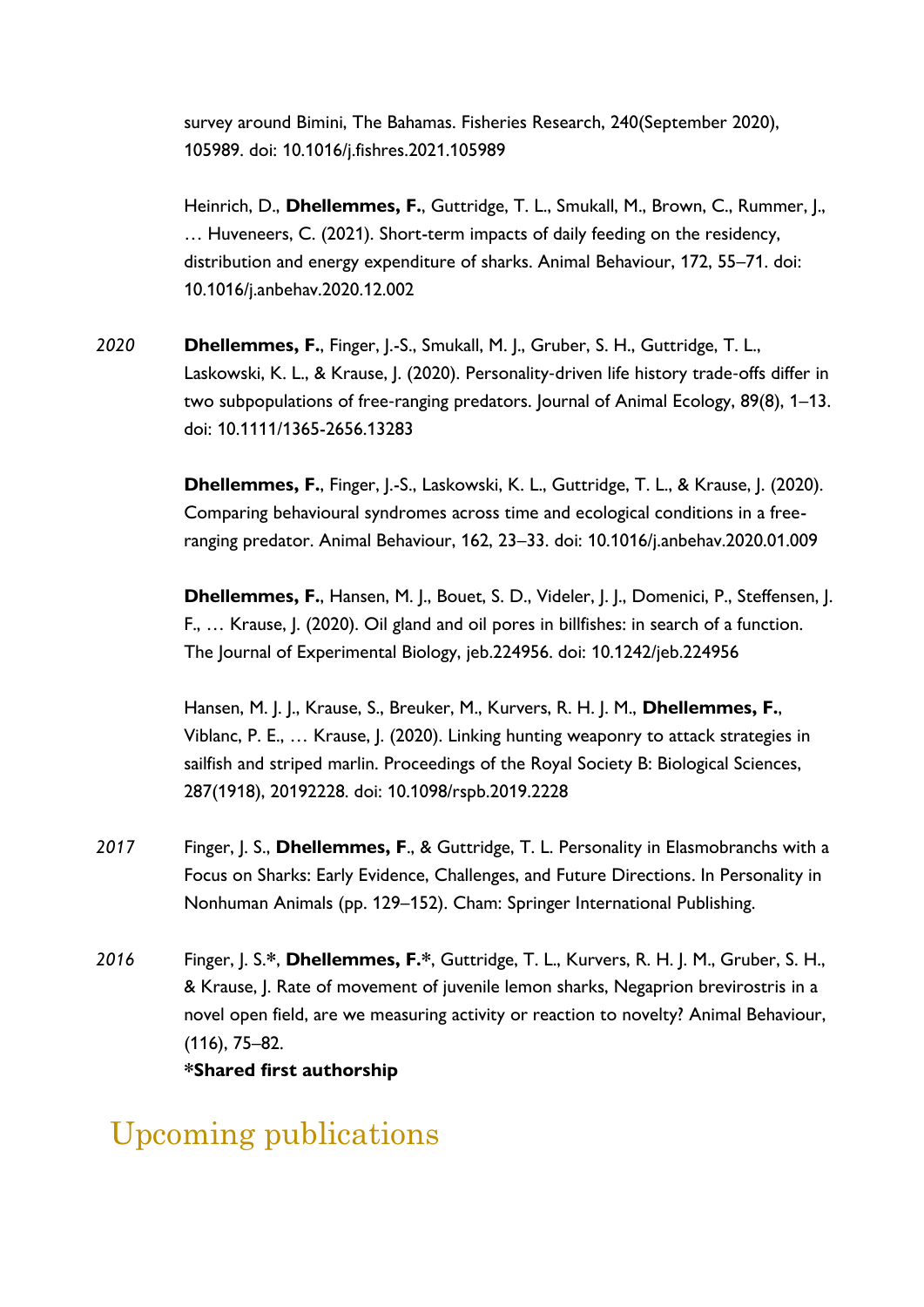survey around Bimini, The Bahamas. Fisheries Research, 240(September 2020), 105989. doi: 10.1016/j.fishres.2021.105989

Heinrich, D., **Dhellemmes, F.**, Guttridge, T. L., Smukall, M., Brown, C., Rummer, J., … Huveneers, C. (2021). Short-term impacts of daily feeding on the residency, distribution and energy expenditure of sharks. Animal Behaviour, 172, 55–71. doi: 10.1016/j.anbehav.2020.12.002

*2020* **Dhellemmes, F.**, Finger, J.-S., Smukall, M. J., Gruber, S. H., Guttridge, T. L., Laskowski, K. L., & Krause, J. (2020). Personality-driven life history trade-offs differ in two subpopulations of free-ranging predators. Journal of Animal Ecology, 89(8), 1–13. doi: 10.1111/1365-2656.13283

**Dhellemmes, F.**, Finger, J.-S., Laskowski, K. L., Guttridge, T. L., & Krause, J. (2020). Comparing behavioural syndromes across time and ecological conditions in a free-ranging predator. Animal Behaviour, 162, 23–33. doi: 10.1016/j.anbehav.2020.01.009

**Dhellemmes, F.**, Hansen, M. J., Bouet, S. D., Videler, J. J., Domenici, P., Steffensen, J. F., … Krause, J. (2020). Oil gland and oil pores in billfishes: in search of a function. The Journal of Experimental Biology, jeb.224956. doi: 10.1242/jeb.224956

Hansen, M. J. J., Krause, S., Breuker, M., Kurvers, R. H. J. M., **Dhellemmes, F.**, Viblanc, P. E., … Krause, J. (2020). Linking hunting weaponry to attack strategies in sailfish and striped marlin. Proceedings of the Royal Society B: Biological Sciences, 287(1918), 20192228. doi: 10.1098/rspb.2019.2228

*2017* Finger, J. S., **Dhellemmes, F**., & Guttridge, T. L. Personality in Elasmobranchs with a Focus on Sharks: Early Evidence, Challenges, and Future Directions. In Personality in Nonhuman Animals (pp. 129–152). Cham: Springer International Publishing.

*2016* Finger, J. S.*, **Dhellemmes, F.***, Guttridge, T. L., Kurvers, R. H. J. M., Gruber, S. H., & Krause, J. Rate of movement of juvenile lemon sharks, Negaprion brevirostris in a novel open field, are we measuring activity or reaction to novelty? Animal Behaviour, (116), 75–82.
***Shared first authorship**

## Upcoming publications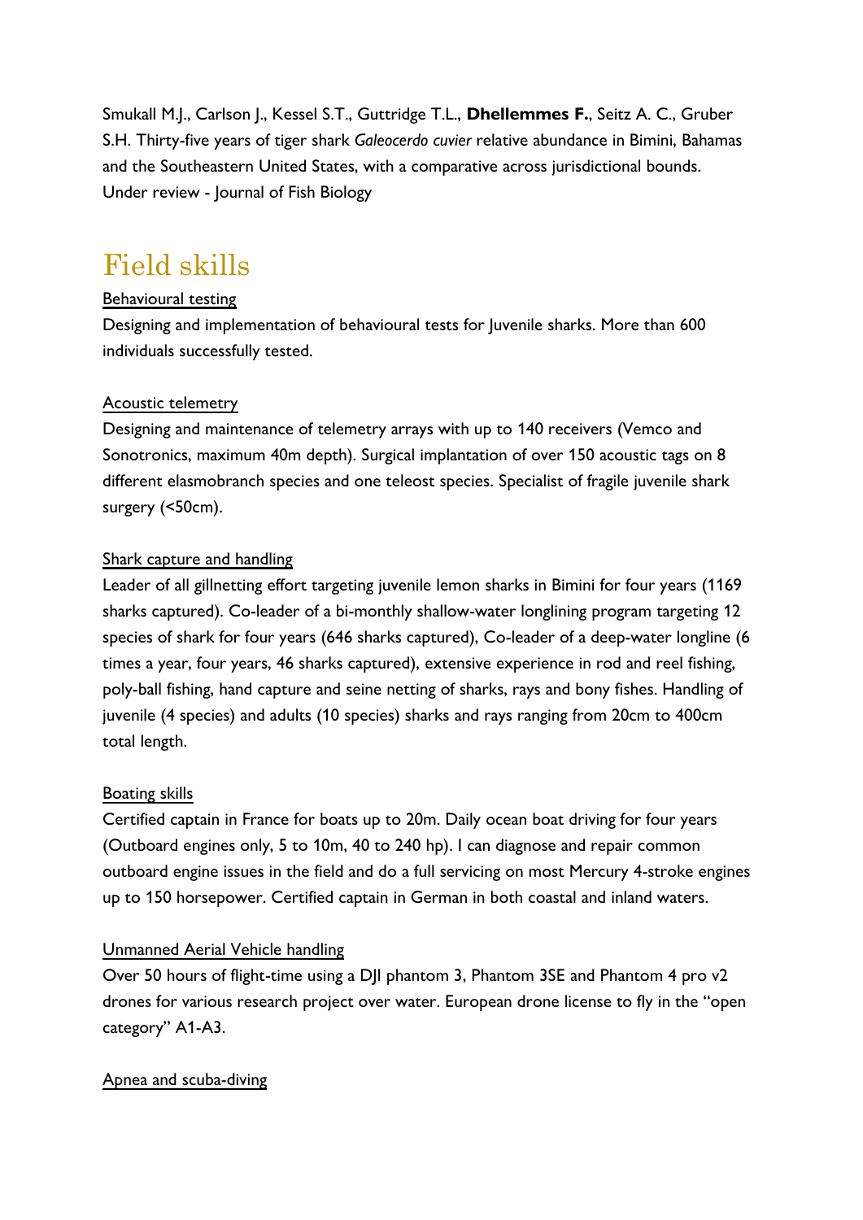Smukall M.J., Carlson J., Kessel S.T., Guttridge T.L., **Dhellemmes F.**, Seitz A. C., Gruber S.H. Thirty-five years of tiger shark *Galeocerdo cuvier* relative abundance in Bimini, Bahamas and the Southeastern United States, with a comparative across jurisdictional bounds. Under review - Journal of Fish Biology

# Field skills

<u>Behavioural testing</u>

Designing and implementation of behavioural tests for Juvenile sharks. More than 600 individuals successfully tested.

<u>Acoustic telemetry</u>

Designing and maintenance of telemetry arrays with up to 140 receivers (Vemco and Sonotronics, maximum 40m depth). Surgical implantation of over 150 acoustic tags on 8 different elasmobranch species and one teleost species. Specialist of fragile juvenile shark surgery (<50cm).

<u>Shark capture and handling</u>

Leader of all gillnetting effort targeting juvenile lemon sharks in Bimini for four years (1169 sharks captured). Co-leader of a bi-monthly shallow-water longlining program targeting 12 species of shark for four years (646 sharks captured), Co-leader of a deep-water longline (6 times a year, four years, 46 sharks captured), extensive experience in rod and reel fishing, poly-ball fishing, hand capture and seine netting of sharks, rays and bony fishes. Handling of juvenile (4 species) and adults (10 species) sharks and rays ranging from 20cm to 400cm total length.

<u>Boating skills</u>

Certified captain in France for boats up to 20m. Daily ocean boat driving for four years (Outboard engines only, 5 to 10m, 40 to 240 hp). I can diagnose and repair common outboard engine issues in the field and do a full servicing on most Mercury 4-stroke engines up to 150 horsepower. Certified captain in German in both coastal and inland waters.

<u>Unmanned Aerial Vehicle handling</u>

Over 50 hours of flight-time using a DJI phantom 3, Phantom 3SE and Phantom 4 pro v2 drones for various research project over water. European drone license to fly in the "open category" A1-A3.

<u>Apnea and scuba-diving</u>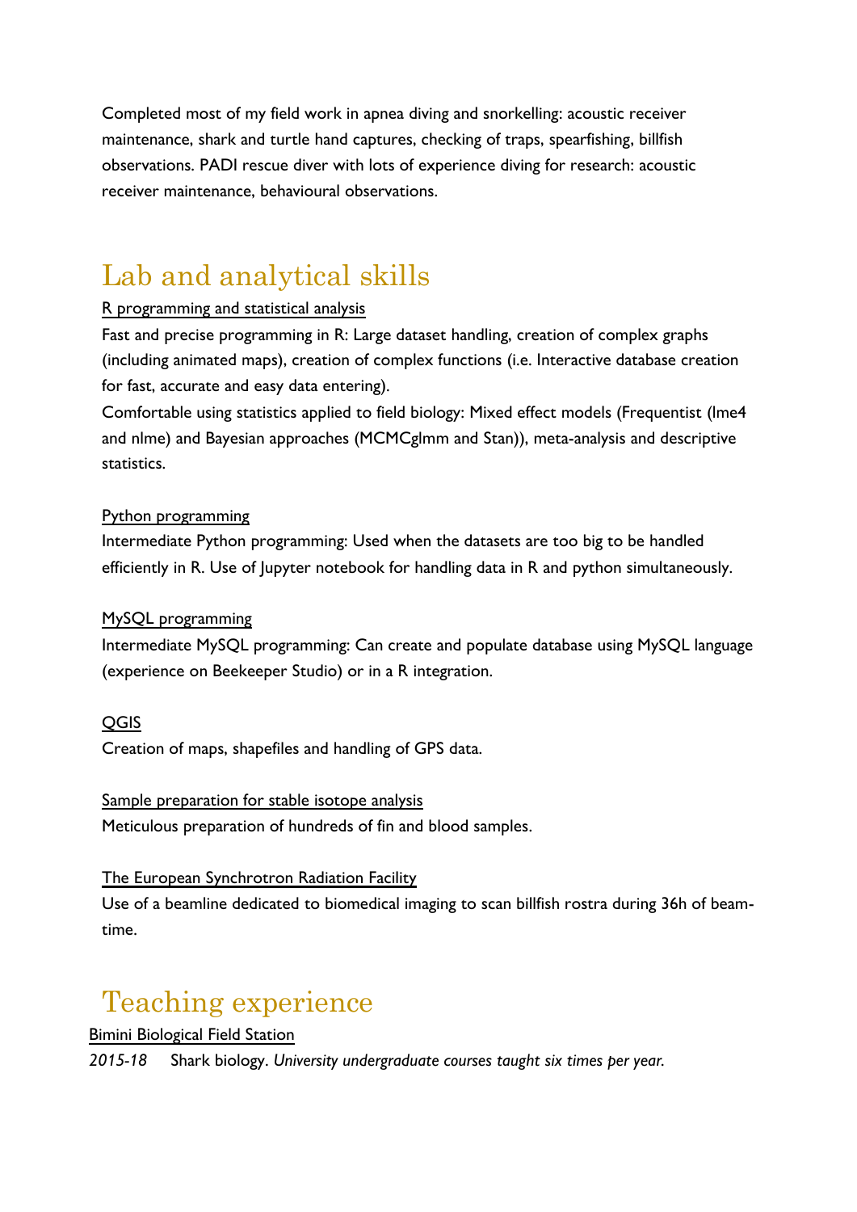Completed most of my field work in apnea diving and snorkelling: acoustic receiver maintenance, shark and turtle hand captures, checking of traps, spearfishing, billfish observations. PADI rescue diver with lots of experience diving for research: acoustic receiver maintenance, behavioural observations.

# Lab and analytical skills

<u>R programming and statistical analysis</u>

Fast and precise programming in R: Large dataset handling, creation of complex graphs (including animated maps), creation of complex functions (i.e. Interactive database creation for fast, accurate and easy data entering).

Comfortable using statistics applied to field biology: Mixed effect models (Frequentist (lme4 and nlme) and Bayesian approaches (MCMCglmm and Stan)), meta-analysis and descriptive statistics.

<u>Python programming</u>

Intermediate Python programming: Used when the datasets are too big to be handled efficiently in R. Use of Jupyter notebook for handling data in R and python simultaneously.

<u>MySQL programming</u>

Intermediate MySQL programming: Can create and populate database using MySQL language (experience on Beekeeper Studio) or in a R integration.

<u>QGIS</u>

Creation of maps, shapefiles and handling of GPS data.

<u>Sample preparation for stable isotope analysis</u>

Meticulous preparation of hundreds of fin and blood samples.

<u>The European Synchrotron Radiation Facility</u>

Use of a beamline dedicated to biomedical imaging to scan billfish rostra during 36h of beam-time.

# Teaching experience

<u>Bimini Biological Field Station</u>

*2015-18* Shark biology. *University undergraduate courses taught six times per year.*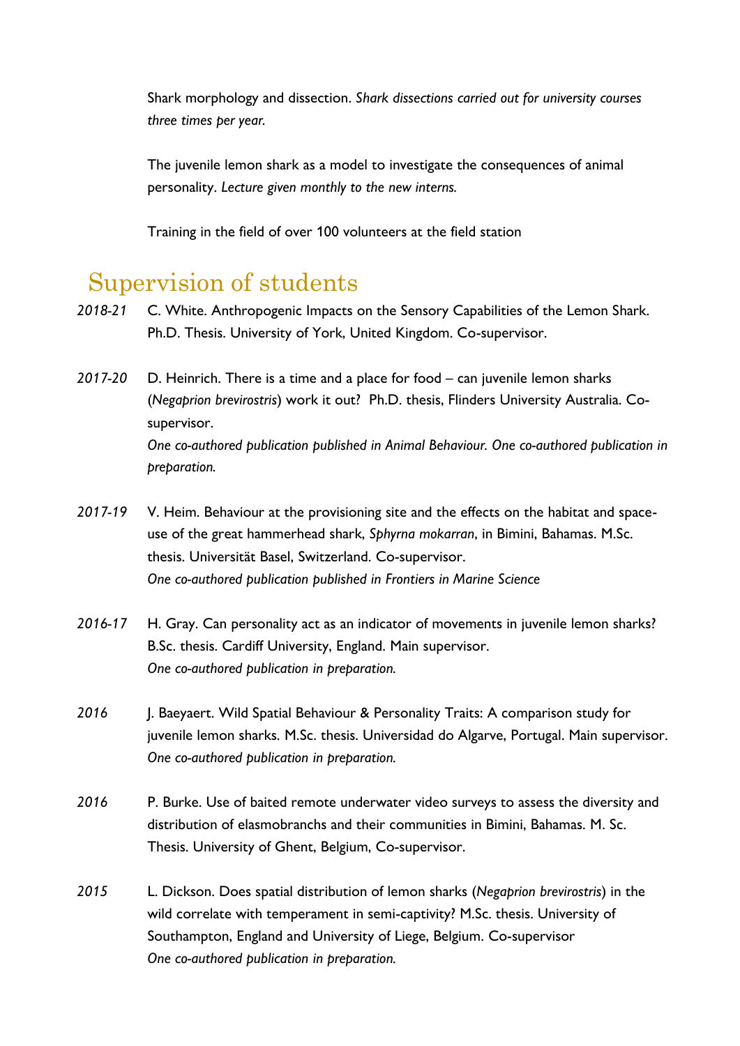Shark morphology and dissection. *Shark dissections carried out for university courses three times per year.*

The juvenile lemon shark as a model to investigate the consequences of animal personality. *Lecture given monthly to the new interns.*

Training in the field of over 100 volunteers at the field station

## Supervision of students

*2018-21* C. White. Anthropogenic Impacts on the Sensory Capabilities of the Lemon Shark. Ph.D. Thesis. University of York, United Kingdom. Co-supervisor.

*2017-20* D. Heinrich. There is a time and a place for food – can juvenile lemon sharks (*Negaprion brevirostris*) work it out? Ph.D. thesis, Flinders University Australia. Co-supervisor.
*One co-authored publication published in Animal Behaviour. One co-authored publication in preparation.*

*2017-19* V. Heim. Behaviour at the provisioning site and the effects on the habitat and space-use of the great hammerhead shark, *Sphyrna mokarran*, in Bimini, Bahamas. M.Sc. thesis. Universität Basel, Switzerland. Co-supervisor.
*One co-authored publication published in Frontiers in Marine Science*

*2016-17* H. Gray. Can personality act as an indicator of movements in juvenile lemon sharks? B.Sc. thesis. Cardiff University, England. Main supervisor.
*One co-authored publication in preparation.*

*2016* J. Baeyaert. Wild Spatial Behaviour & Personality Traits: A comparison study for juvenile lemon sharks. M.Sc. thesis. Universidad do Algarve, Portugal. Main supervisor.
*One co-authored publication in preparation.*

*2016* P. Burke. Use of baited remote underwater video surveys to assess the diversity and distribution of elasmobranchs and their communities in Bimini, Bahamas. M. Sc. Thesis. University of Ghent, Belgium, Co-supervisor.

*2015* L. Dickson. Does spatial distribution of lemon sharks (*Negaprion brevirostris*) in the wild correlate with temperament in semi-captivity? M.Sc. thesis. University of Southampton, England and University of Liege, Belgium. Co-supervisor
*One co-authored publication in preparation.*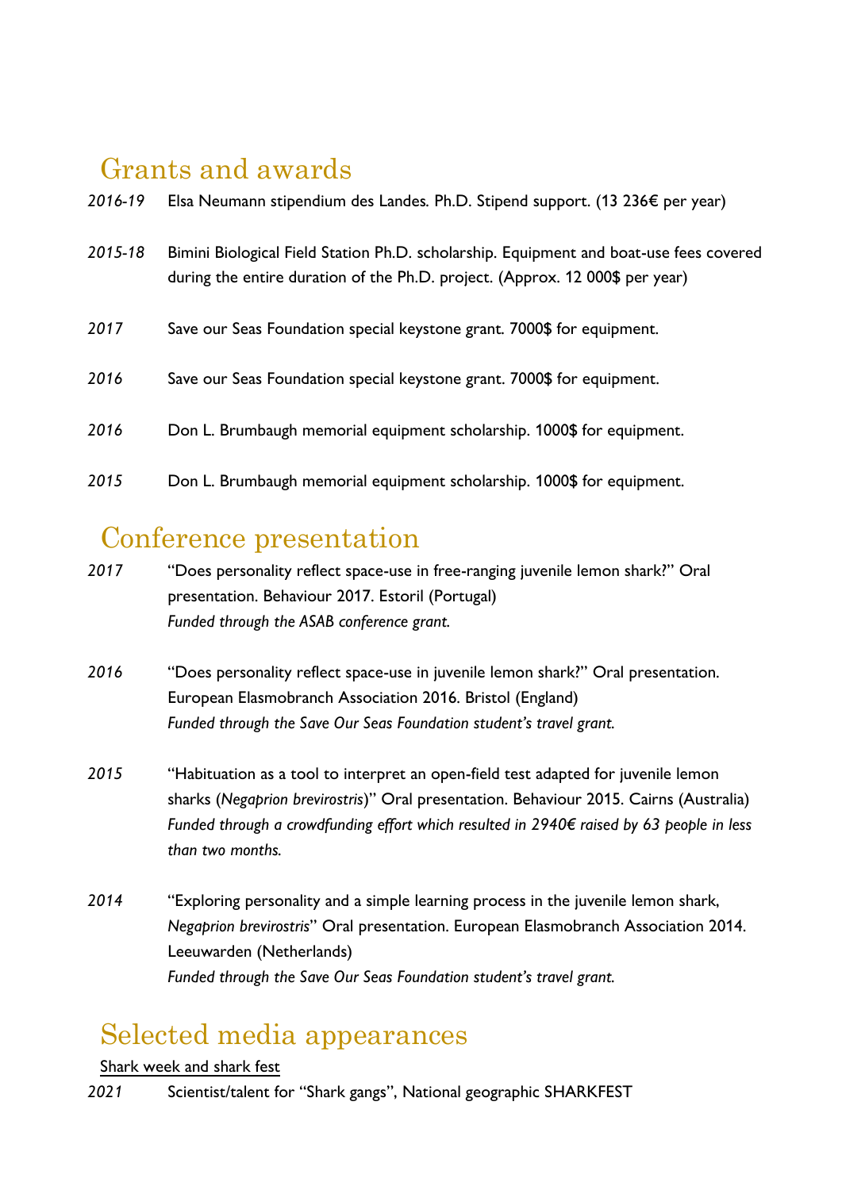## Grants and awards

*2016-19* Elsa Neumann stipendium des Landes. Ph.D. Stipend support. (13 236€ per year)

*2015-18* Bimini Biological Field Station Ph.D. scholarship. Equipment and boat-use fees covered during the entire duration of the Ph.D. project. (Approx. 12 000$ per year)

*2017* Save our Seas Foundation special keystone grant. 7000$ for equipment.

*2016* Save our Seas Foundation special keystone grant. 7000$ for equipment.

*2016* Don L. Brumbaugh memorial equipment scholarship. 1000$ for equipment.

*2015* Don L. Brumbaugh memorial equipment scholarship. 1000$ for equipment.

## Conference presentation

*2017* "Does personality reflect space-use in free-ranging juvenile lemon shark?" Oral presentation. Behaviour 2017. Estoril (Portugal)
*Funded through the ASAB conference grant.*

*2016* "Does personality reflect space-use in juvenile lemon shark?" Oral presentation. European Elasmobranch Association 2016. Bristol (England)
*Funded through the Save Our Seas Foundation student's travel grant.*

*2015* "Habituation as a tool to interpret an open-field test adapted for juvenile lemon sharks (*Negaprion brevirostris*)" Oral presentation. Behaviour 2015. Cairns (Australia)
*Funded through a crowdfunding effort which resulted in 2940€ raised by 63 people in less than two months.*

*2014* "Exploring personality and a simple learning process in the juvenile lemon shark, *Negaprion brevirostris*" Oral presentation. European Elasmobranch Association 2014. Leeuwarden (Netherlands)
*Funded through the Save Our Seas Foundation student's travel grant.*

## Selected media appearances

<u>Shark week and shark fest</u>

*2021* Scientist/talent for "Shark gangs", National geographic SHARKFEST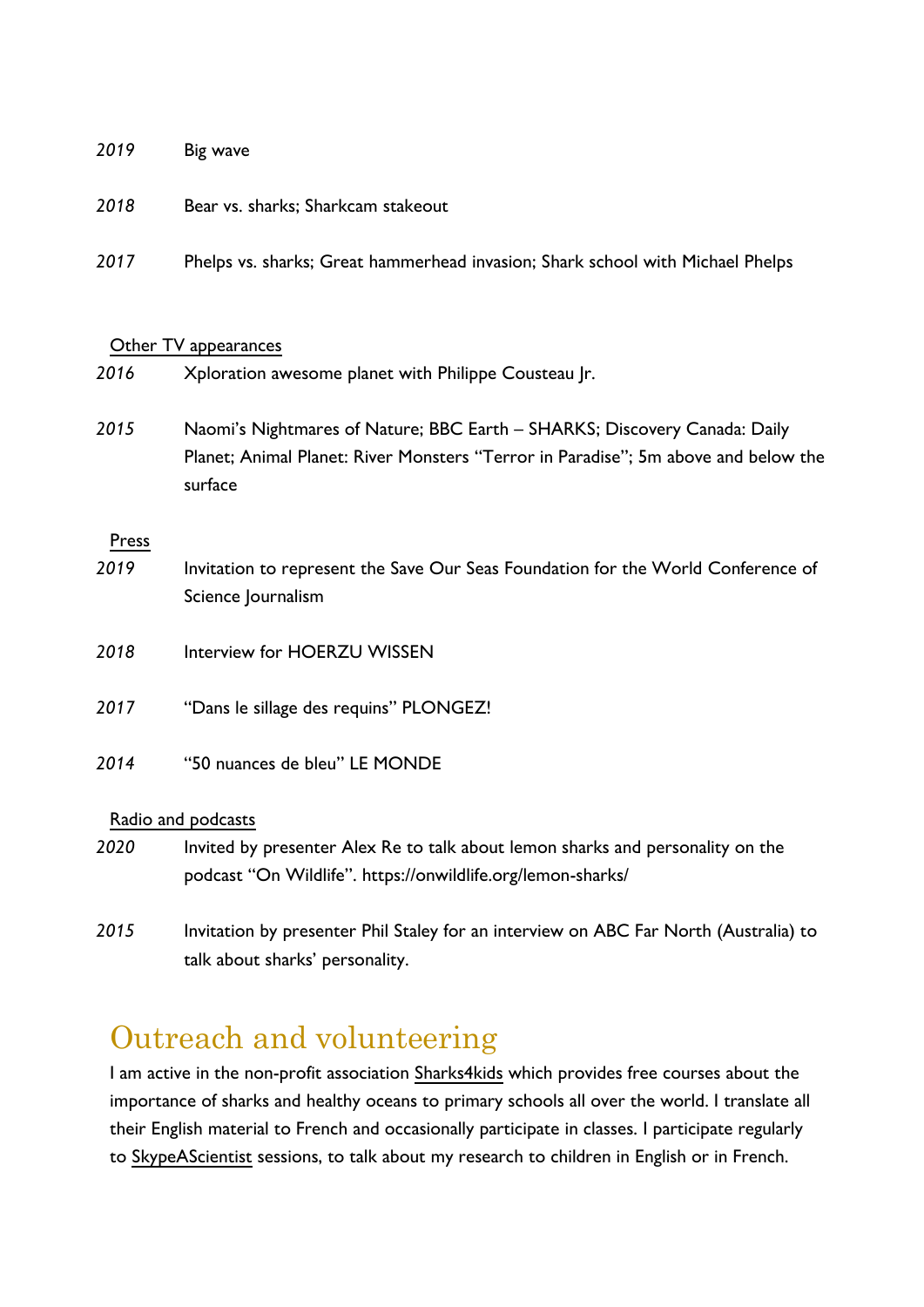*2019* Big wave

*2018* Bear vs. sharks; Sharkcam stakeout

*2017* Phelps vs. sharks; Great hammerhead invasion; Shark school with Michael Phelps

Other TV appearances

*2016* Xploration awesome planet with Philippe Cousteau Jr.

*2015* Naomi's Nightmares of Nature; BBC Earth – SHARKS; Discovery Canada: Daily Planet; Animal Planet: River Monsters "Terror in Paradise"; 5m above and below the surface

Press

*2019* Invitation to represent the Save Our Seas Foundation for the World Conference of Science Journalism

*2018* Interview for HOERZU WISSEN

*2017* "Dans le sillage des requins" PLONGEZ!

*2014* "50 nuances de bleu" LE MONDE

Radio and podcasts

*2020* Invited by presenter Alex Re to talk about lemon sharks and personality on the podcast "On Wildlife". https://onwildlife.org/lemon-sharks/

*2015* Invitation by presenter Phil Staley for an interview on ABC Far North (Australia) to talk about sharks' personality.

# Outreach and volunteering

I am active in the non-profit association Sharks4kids which provides free courses about the importance of sharks and healthy oceans to primary schools all over the world. I translate all their English material to French and occasionally participate in classes. I participate regularly to SkypeAScientist sessions, to talk about my research to children in English or in French.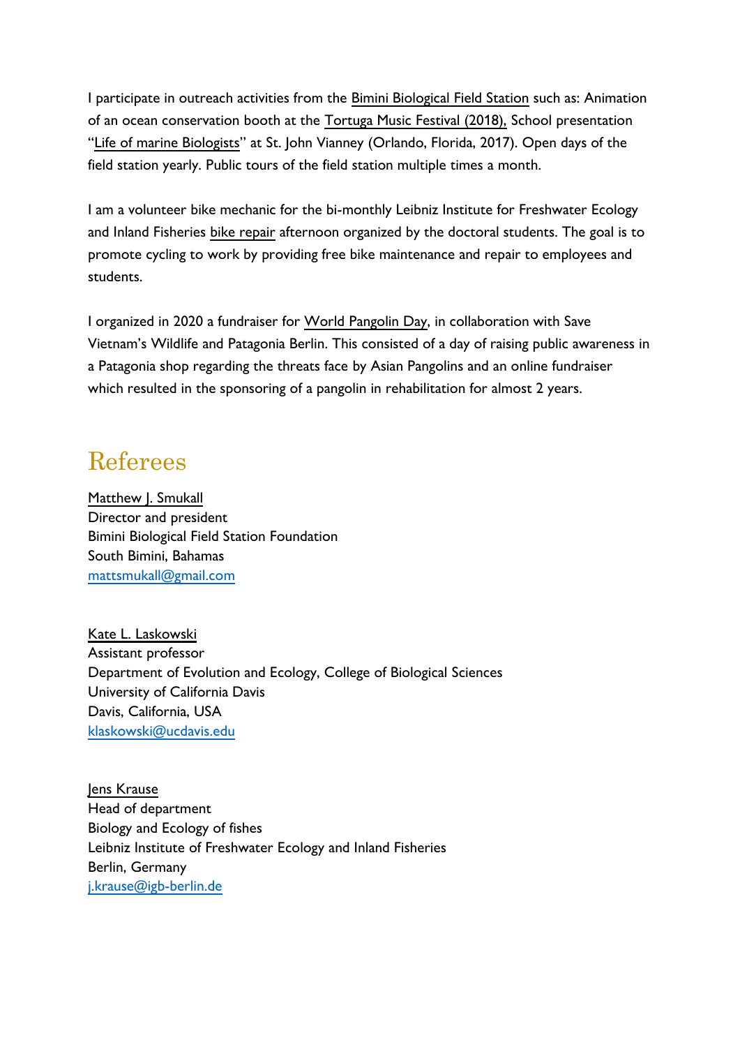I participate in outreach activities from the Bimini Biological Field Station such as: Animation of an ocean conservation booth at the Tortuga Music Festival (2018), School presentation "Life of marine Biologists" at St. John Vianney (Orlando, Florida, 2017). Open days of the field station yearly. Public tours of the field station multiple times a month.

I am a volunteer bike mechanic for the bi-monthly Leibniz Institute for Freshwater Ecology and Inland Fisheries bike repair afternoon organized by the doctoral students. The goal is to promote cycling to work by providing free bike maintenance and repair to employees and students.

I organized in 2020 a fundraiser for World Pangolin Day, in collaboration with Save Vietnam's Wildlife and Patagonia Berlin. This consisted of a day of raising public awareness in a Patagonia shop regarding the threats face by Asian Pangolins and an online fundraiser which resulted in the sponsoring of a pangolin in rehabilitation for almost 2 years.

# Referees

Matthew J. Smukall
Director and president
Bimini Biological Field Station Foundation
South Bimini, Bahamas
mattsmukall@gmail.com

Kate L. Laskowski
Assistant professor
Department of Evolution and Ecology, College of Biological Sciences
University of California Davis
Davis, California, USA
klaskowski@ucdavis.edu

Jens Krause
Head of department
Biology and Ecology of fishes
Leibniz Institute of Freshwater Ecology and Inland Fisheries
Berlin, Germany
j.krause@igb-berlin.de